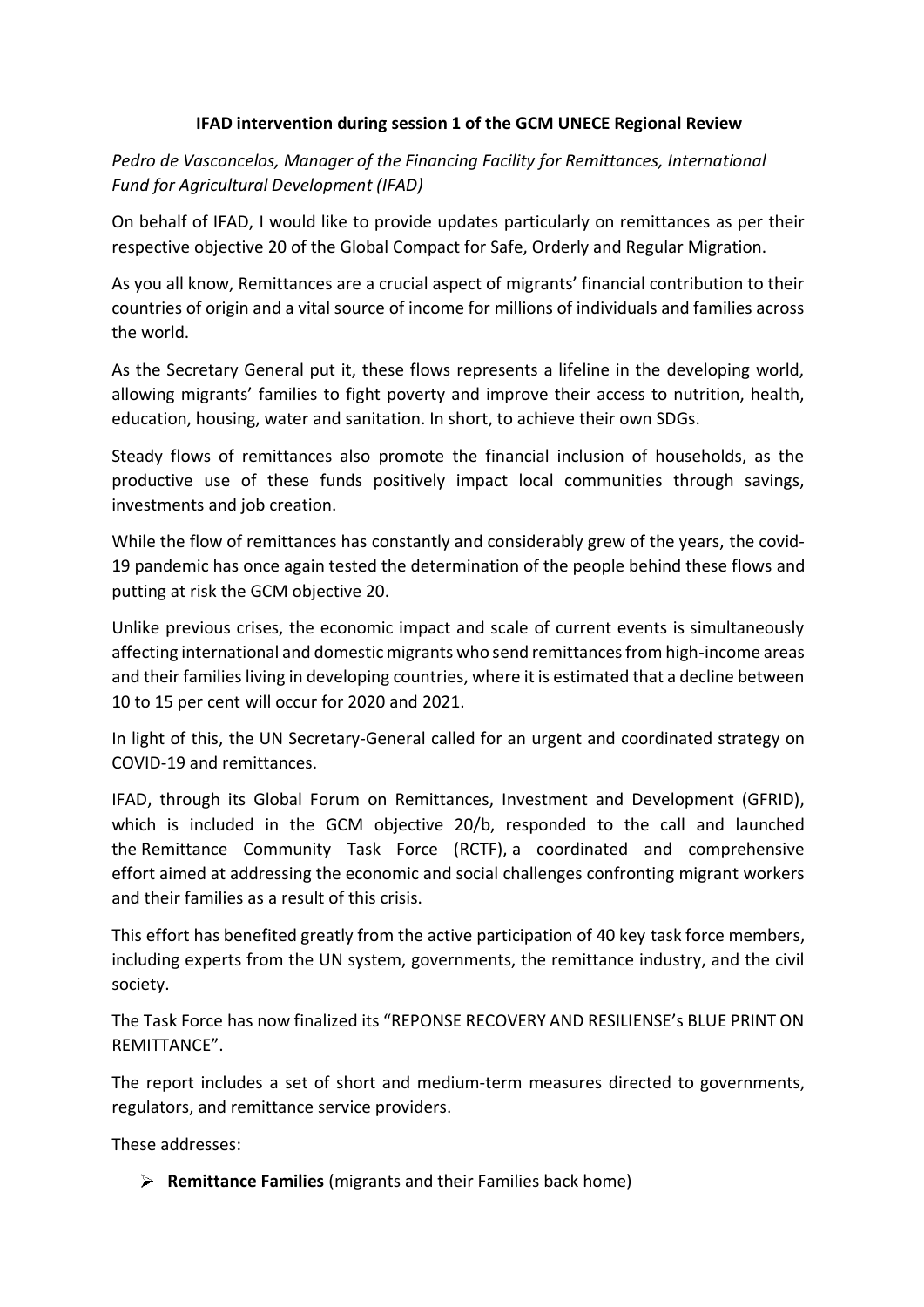**IFAD intervention during session 1 of the GCM UNECE Regional Review**

*Pedro de Vasconcelos, Manager of the Financing Facility for Remittances, International Fund for Agricultural Development (IFAD)*

On behalf of IFAD, I would like to provide updates particularly on remittances as per their respective objective 20 of the Global Compact for Safe, Orderly and Regular Migration.

As you all know, Remittances are a crucial aspect of migrants' financial contribution to their countries of origin and a vital source of income for millions of individuals and families across the world.

As the Secretary General put it, these flows represents a lifeline in the developing world, allowing migrants' families to fight poverty and improve their access to nutrition, health, education, housing, water and sanitation. In short, to achieve their own SDGs.

Steady flows of remittances also promote the financial inclusion of households, as the productive use of these funds positively impact local communities through savings, investments and job creation.

While the flow of remittances has constantly and considerably grew of the years, the covid-19 pandemic has once again tested the determination of the people behind these flows and putting at risk the GCM objective 20.

Unlike previous crises, the economic impact and scale of current events is simultaneously affecting international and domestic migrants who send remittances from high-income areas and their families living in developing countries, where it is estimated that a decline between 10 to 15 per cent will occur for 2020 and 2021.

In light of this, the UN Secretary-General called for an urgent and coordinated strategy on COVID-19 and remittances.

IFAD, through its Global Forum on Remittances, Investment and Development (GFRID), which is included in the GCM objective 20/b, responded to the call and launched the Remittance Community Task Force (RCTF), a coordinated and comprehensive effort aimed at addressing the economic and social challenges confronting migrant workers and their families as a result of this crisis.

This effort has benefited greatly from the active participation of 40 key task force members, including experts from the UN system, governments, the remittance industry, and the civil society.

The Task Force has now finalized its "REPONSE RECOVERY AND RESILIENSE's BLUE PRINT ON REMITTANCE".

The report includes a set of short and medium-term measures directed to governments, regulators, and remittance service providers.

These addresses:

- **Remittance Families** (migrants and their Families back home)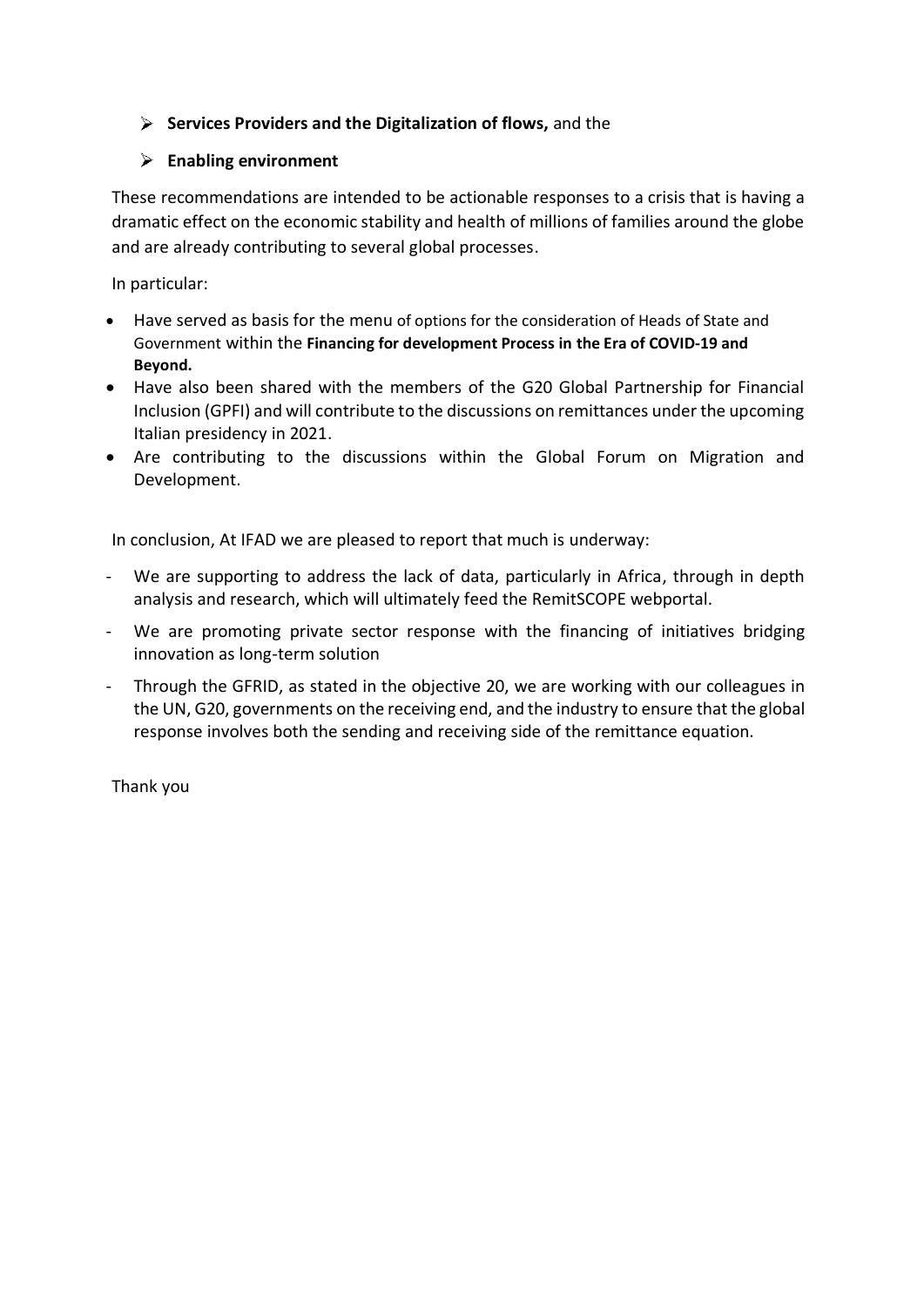- **Services Providers and the Digitalization of flows,** and the
- **Enabling environment**

These recommendations are intended to be actionable responses to a crisis that is having a dramatic effect on the economic stability and health of millions of families around the globe and are already contributing to several global processes.

In particular:

- Have served as basis for the menu of options for the consideration of Heads of State and Government within the **Financing for development Process in the Era of COVID-19 and Beyond.**
- Have also been shared with the members of the G20 Global Partnership for Financial Inclusion (GPFI) and will contribute to the discussions on remittances under the upcoming Italian presidency in 2021.
- Are contributing to the discussions within the Global Forum on Migration and Development.

In conclusion, At IFAD we are pleased to report that much is underway:

- We are supporting to address the lack of data, particularly in Africa, through in depth analysis and research, which will ultimately feed the RemitSCOPE webportal.
- We are promoting private sector response with the financing of initiatives bridging innovation as long-term solution
- Through the GFRID, as stated in the objective 20, we are working with our colleagues in the UN, G20, governments on the receiving end, and the industry to ensure that the global response involves both the sending and receiving side of the remittance equation.

Thank you